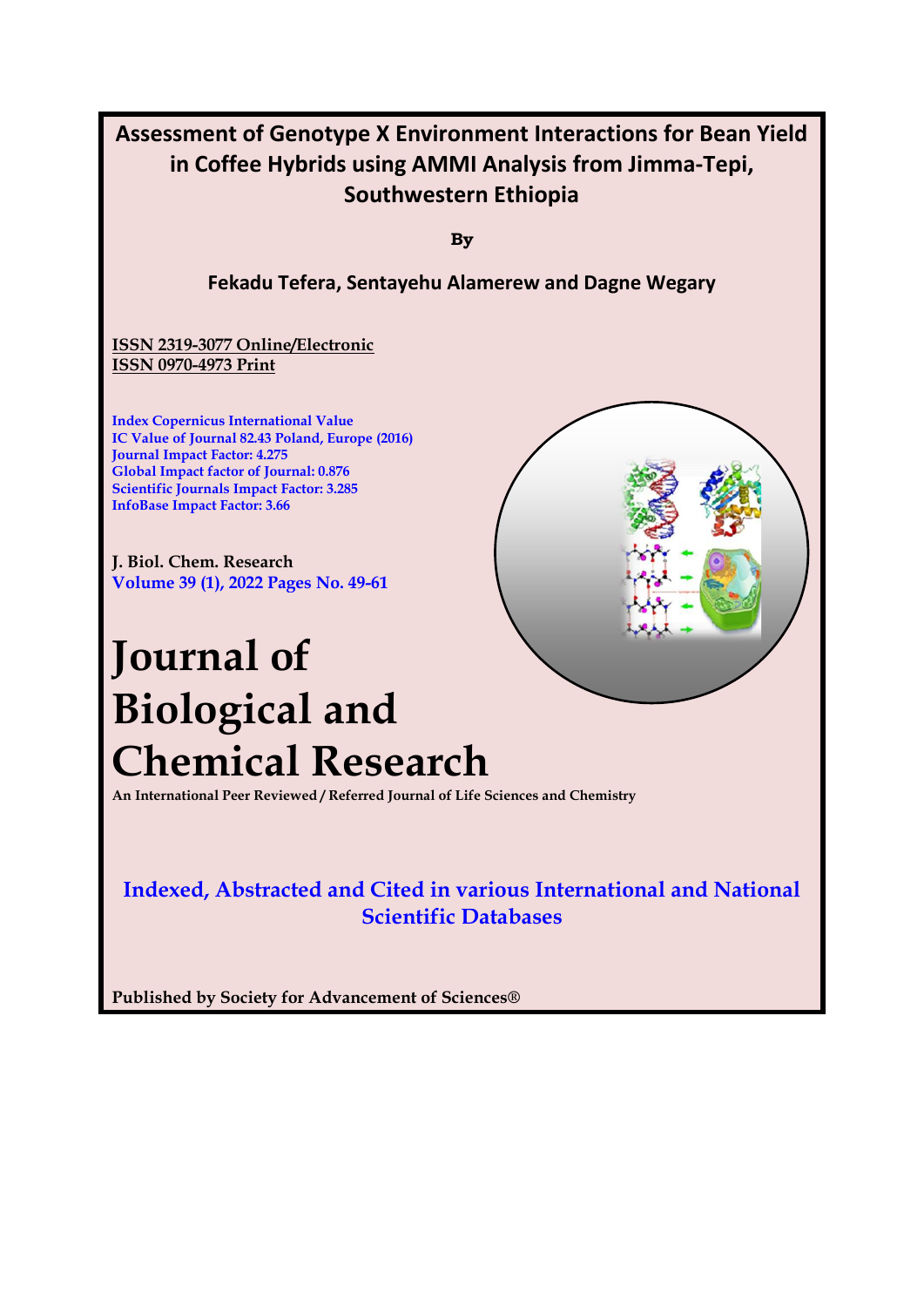# Assessment of Genotype X Environment Interactions for Bean Yield in Coffee Hybrids using AMMI Analysis from Jimma-Tepi, Southwestern Ethiopia

**By**

**Fekadu Tefera, Sentayehu Alamerew and Dagne Wegary**

ISSN 2319-3077 Online/Electronic
ISSN 0970-4973 Print

Index Copernicus International Value
IC Value of Journal 82.43 Poland, Europe (2016)
Journal Impact Factor: 4.275
Global Impact factor of Journal: 0.876
Scientific Journals Impact Factor: 3.285
InfoBase Impact Factor: 3.66

J. Biol. Chem. Research
Volume 39 (1), 2022 Pages No. 49-61

# Journal of Biological and Chemical Research

An International Peer Reviewed / Referred Journal of Life Sciences and Chemistry

**Indexed, Abstracted and Cited in various International and National Scientific Databases**

Published by Society for Advancement of Sciences®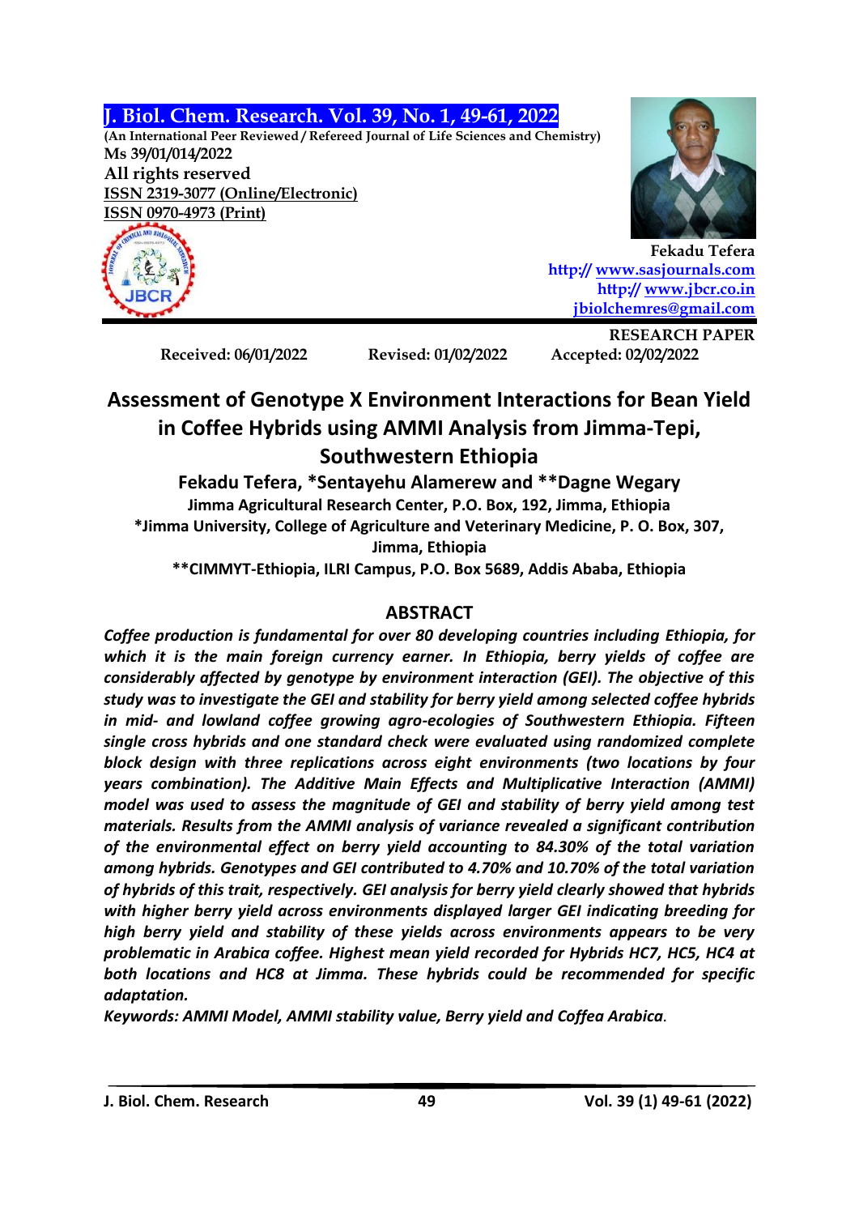J. Biol. Chem. Research. Vol. 39, No. 1, 49-61, 2022

(An International Peer Reviewed / Refereed Journal of Life Sciences and Chemistry)

Ms 39/01/014/2022

All rights reserved

ISSN 2319-3077 (Online/Electronic)

ISSN 0970-4973 (Print)

Fekadu Tefera

http:// www.sasjournals.com

http:// www.jbcr.co.in

jbiolchemres@gmail.com

**RESEARCH PAPER**

Received: 06/01/2022 Revised: 01/02/2022 Accepted: 02/02/2022

# Assessment of Genotype X Environment Interactions for Bean Yield in Coffee Hybrids using AMMI Analysis from Jimma-Tepi, Southwestern Ethiopia

**Fekadu Tefera, *Sentayehu Alamerew and **Dagne Wegary**

Jimma Agricultural Research Center, P.O. Box, 192, Jimma, Ethiopia

*Jimma University, College of Agriculture and Veterinary Medicine, P. O. Box, 307, Jimma, Ethiopia

**CIMMYT-Ethiopia, ILRI Campus, P.O. Box 5689, Addis Ababa, Ethiopia

## ABSTRACT

*Coffee production is fundamental for over 80 developing countries including Ethiopia, for which it is the main foreign currency earner. In Ethiopia, berry yields of coffee are considerably affected by genotype by environment interaction (GEI). The objective of this study was to investigate the GEI and stability for berry yield among selected coffee hybrids in mid- and lowland coffee growing agro-ecologies of Southwestern Ethiopia. Fifteen single cross hybrids and one standard check were evaluated using randomized complete block design with three replications across eight environments (two locations by four years combination). The Additive Main Effects and Multiplicative Interaction (AMMI) model was used to assess the magnitude of GEI and stability of berry yield among test materials. Results from the AMMI analysis of variance revealed a significant contribution of the environmental effect on berry yield accounting to 84.30% of the total variation among hybrids. Genotypes and GEI contributed to 4.70% and 10.70% of the total variation of hybrids of this trait, respectively. GEI analysis for berry yield clearly showed that hybrids with higher berry yield across environments displayed larger GEI indicating breeding for high berry yield and stability of these yields across environments appears to be very problematic in Arabica coffee. Highest mean yield recorded for Hybrids HC7, HC5, HC4 at both locations and HC8 at Jimma. These hybrids could be recommended for specific adaptation.*

*Keywords: AMMI Model, AMMI stability value, Berry yield and Coffea Arabica.*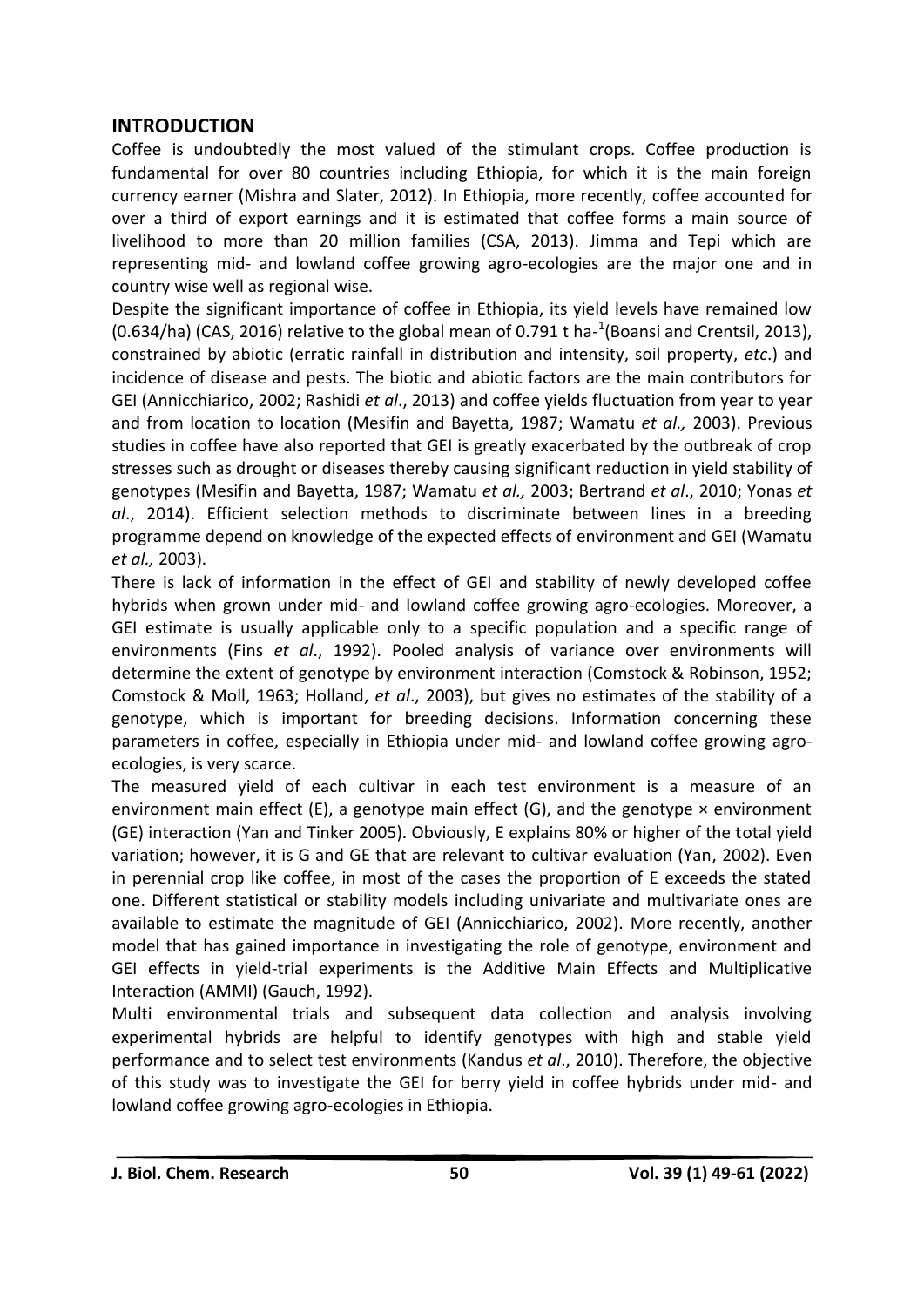## INTRODUCTION

Coffee is undoubtedly the most valued of the stimulant crops. Coffee production is fundamental for over 80 countries including Ethiopia, for which it is the main foreign currency earner (Mishra and Slater, 2012). In Ethiopia, more recently, coffee accounted for over a third of export earnings and it is estimated that coffee forms a main source of livelihood to more than 20 million families (CSA, 2013). Jimma and Tepi which are representing mid- and lowland coffee growing agro-ecologies are the major one and in country wise well as regional wise.

Despite the significant importance of coffee in Ethiopia, its yield levels have remained low (0.634/ha) (CAS, 2016) relative to the global mean of 0.791 t ha-$^{1}$(Boansi and Crentsil, 2013), constrained by abiotic (erratic rainfall in distribution and intensity, soil property, *etc.*) and incidence of disease and pests. The biotic and abiotic factors are the main contributors for GEI (Annicchiarico, 2002; Rashidi *et al*., 2013) and coffee yields fluctuation from year to year and from location to location (Mesifin and Bayetta, 1987; Wamatu *et al.,* 2003). Previous studies in coffee have also reported that GEI is greatly exacerbated by the outbreak of crop stresses such as drought or diseases thereby causing significant reduction in yield stability of genotypes (Mesifin and Bayetta, 1987; Wamatu *et al.,* 2003; Bertrand *et al*., 2010; Yonas *et al*., 2014). Efficient selection methods to discriminate between lines in a breeding programme depend on knowledge of the expected effects of environment and GEI (Wamatu *et al.,* 2003).

There is lack of information in the effect of GEI and stability of newly developed coffee hybrids when grown under mid- and lowland coffee growing agro-ecologies. Moreover, a GEI estimate is usually applicable only to a specific population and a specific range of environments (Fins *et al*., 1992). Pooled analysis of variance over environments will determine the extent of genotype by environment interaction (Comstock & Robinson, 1952; Comstock & Moll, 1963; Holland, *et al*., 2003), but gives no estimates of the stability of a genotype, which is important for breeding decisions. Information concerning these parameters in coffee, especially in Ethiopia under mid- and lowland coffee growing agro-ecologies, is very scarce.

The measured yield of each cultivar in each test environment is a measure of an environment main effect (E), a genotype main effect (G), and the genotype × environment (GE) interaction (Yan and Tinker 2005). Obviously, E explains 80% or higher of the total yield variation; however, it is G and GE that are relevant to cultivar evaluation (Yan, 2002). Even in perennial crop like coffee, in most of the cases the proportion of E exceeds the stated one. Different statistical or stability models including univariate and multivariate ones are available to estimate the magnitude of GEI (Annicchiarico, 2002). More recently, another model that has gained importance in investigating the role of genotype, environment and GEI effects in yield-trial experiments is the Additive Main Effects and Multiplicative Interaction (AMMI) (Gauch, 1992).

Multi environmental trials and subsequent data collection and analysis involving experimental hybrids are helpful to identify genotypes with high and stable yield performance and to select test environments (Kandus *et al*., 2010). Therefore, the objective of this study was to investigate the GEI for berry yield in coffee hybrids under mid- and lowland coffee growing agro-ecologies in Ethiopia.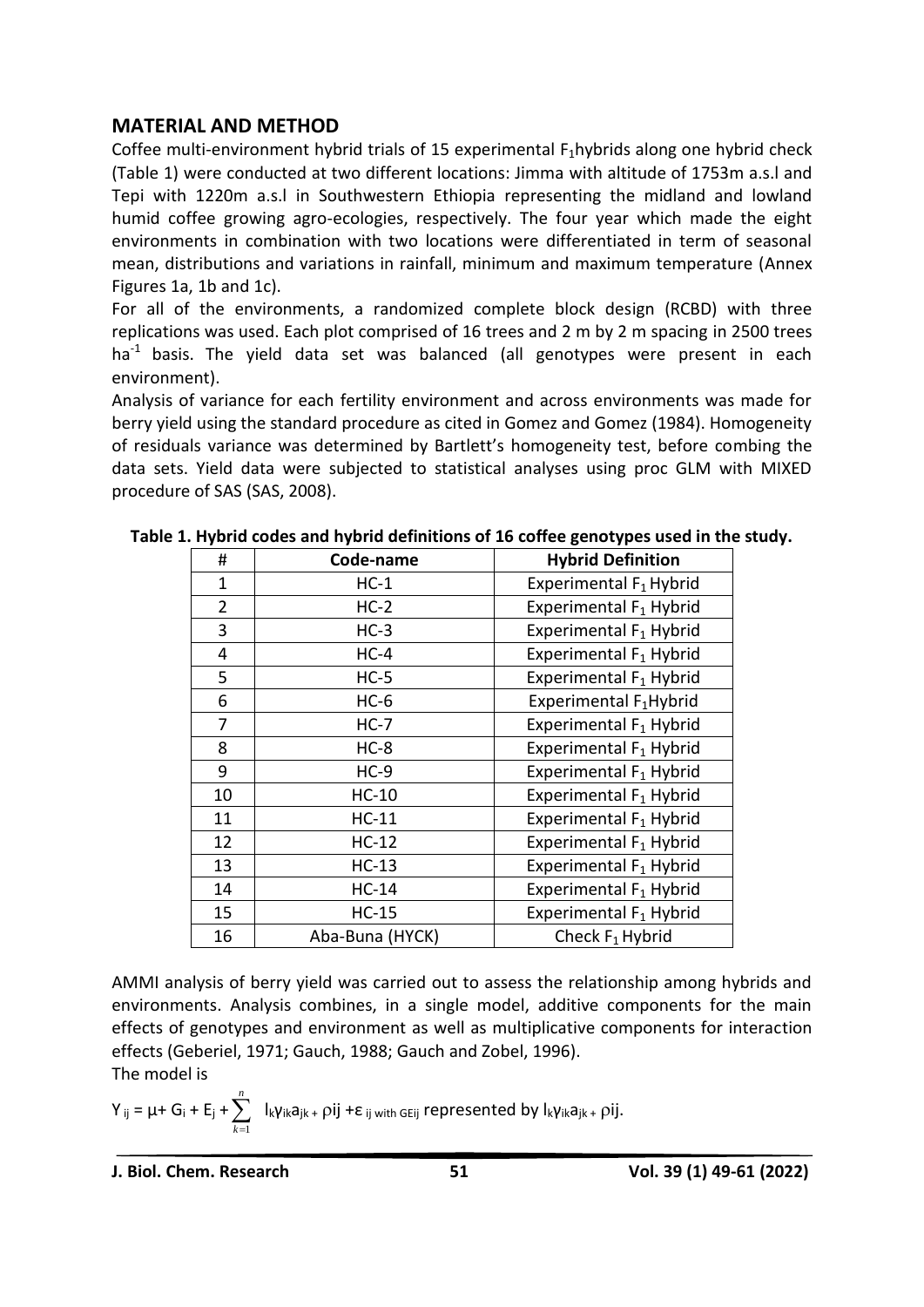## MATERIAL AND METHOD

Coffee multi-environment hybrid trials of 15 experimental $F_1$hybrids along one hybrid check (Table 1) were conducted at two different locations: Jimma with altitude of 1753m a.s.l and Tepi with 1220m a.s.l in Southwestern Ethiopia representing the midland and lowland humid coffee growing agro-ecologies, respectively. The four year which made the eight environments in combination with two locations were differentiated in term of seasonal mean, distributions and variations in rainfall, minimum and maximum temperature (Annex Figures 1a, 1b and 1c).

For all of the environments, a randomized complete block design (RCBD) with three replications was used. Each plot comprised of 16 trees and 2 m by 2 m spacing in 2500 trees $ha^{-1}$ basis. The yield data set was balanced (all genotypes were present in each environment).

Analysis of variance for each fertility environment and across environments was made for berry yield using the standard procedure as cited in Gomez and Gomez (1984). Homogeneity of residuals variance was determined by Bartlett's homogeneity test, before combing the data sets. Yield data were subjected to statistical analyses using proc GLM with MIXED procedure of SAS (SAS, 2008).

**Table 1. Hybrid codes and hybrid definitions of 16 coffee genotypes used in the study.**

| # | Code-name | Hybrid Definition |
|---|---|---|
| 1 | HC-1 | Experimental $F_1$ Hybrid |
| 2 | HC-2 | Experimental $F_1$ Hybrid |
| 3 | HC-3 | Experimental $F_1$ Hybrid |
| 4 | HC-4 | Experimental $F_1$ Hybrid |
| 5 | HC-5 | Experimental $F_1$ Hybrid |
| 6 | HC-6 | Experimental $F_1$Hybrid |
| 7 | HC-7 | Experimental $F_1$ Hybrid |
| 8 | HC-8 | Experimental $F_1$ Hybrid |
| 9 | HC-9 | Experimental $F_1$ Hybrid |
| 10 | HC-10 | Experimental $F_1$ Hybrid |
| 11 | HC-11 | Experimental $F_1$ Hybrid |
| 12 | HC-12 | Experimental $F_1$ Hybrid |
| 13 | HC-13 | Experimental $F_1$ Hybrid |
| 14 | HC-14 | Experimental $F_1$ Hybrid |
| 15 | HC-15 | Experimental $F_1$ Hybrid |
| 16 | Aba-Buna (HYCK) | Check $F_1$ Hybrid |

AMMI analysis of berry yield was carried out to assess the relationship among hybrids and environments. Analysis combines, in a single model, additive components for the main effects of genotypes and environment as well as multiplicative components for interaction effects (Geberiel, 1971; Gauch, 1988; Gauch and Zobel, 1996).

The model is

$Y_{ij} = \mu + G_i + E_j + \sum_{k=1}^{n} l_k \gamma_{ik} a_{jk} + \rho ij + \varepsilon_{ij \text{ with } GEij}$ represented by $l_k \gamma_{ik} a_{jk} + \rho ij$.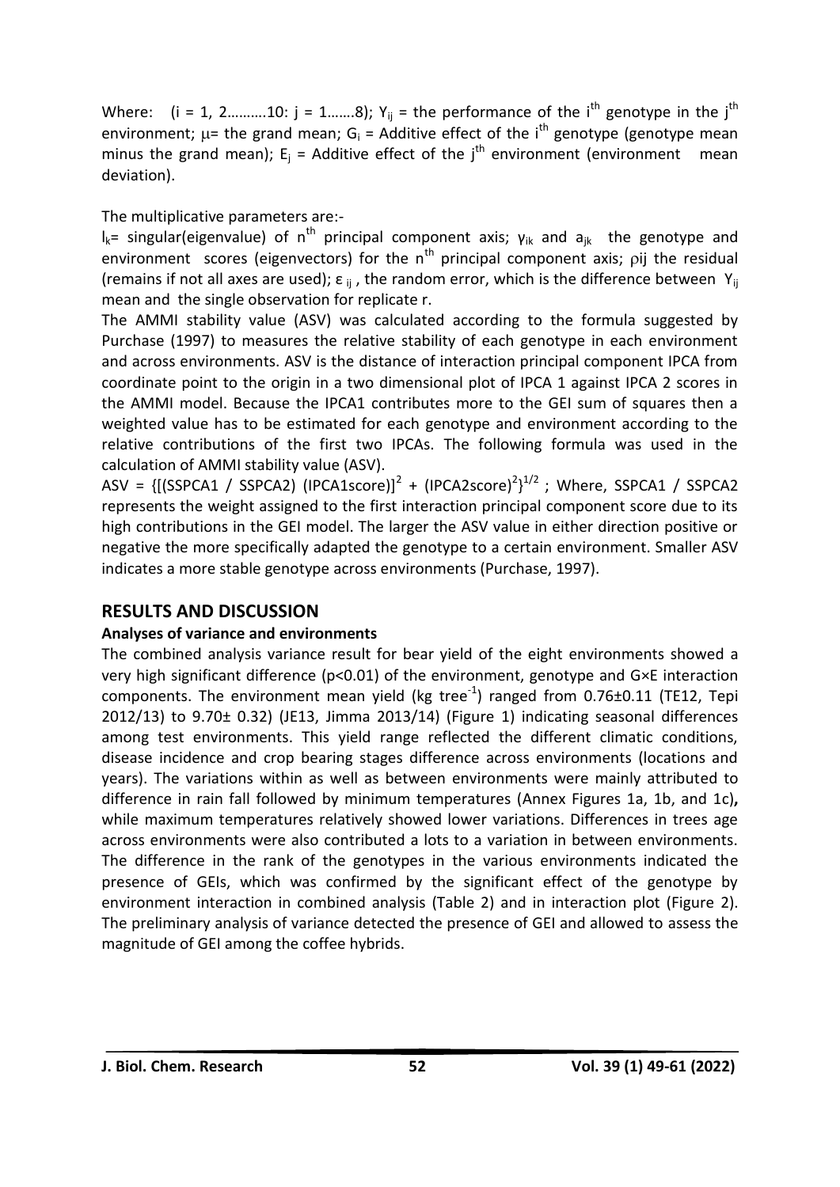Where: ($i$ = 1, 2……….10: $j$ = 1…….8); $Y_{ij}$ = the performance of the $i^{th}$ genotype in the $j^{th}$ environment; $\mu$= the grand mean; $G_i$ = Additive effect of the $i^{th}$ genotype (genotype mean minus the grand mean); $E_j$ = Additive effect of the $j^{th}$ environment (environment mean deviation).

The multiplicative parameters are:-

$l_k$= singular(eigenvalue) of $n^{th}$ principal component axis; $\gamma_{ik}$ and $a_{jk}$ the genotype and environment scores (eigenvectors) for the $n^{th}$ principal component axis; $\rho ij$ the residual (remains if not all axes are used); $\varepsilon_{ij}$, the random error, which is the difference between $Y_{ij}$ mean and the single observation for replicate r.

The AMMI stability value (ASV) was calculated according to the formula suggested by Purchase (1997) to measures the relative stability of each genotype in each environment and across environments. ASV is the distance of interaction principal component IPCA from coordinate point to the origin in a two dimensional plot of IPCA 1 against IPCA 2 scores in the AMMI model. Because the IPCA1 contributes more to the GEI sum of squares then a weighted value has to be estimated for each genotype and environment according to the relative contributions of the first two IPCAs. The following formula was used in the calculation of AMMI stability value (ASV).

$ASV = \{[(SSPCA1 / SSPCA2)\ (IPCA1score)]^2 + (IPCA2score)^2\}^{1/2}$ ; Where, SSPCA1 / SSPCA2 represents the weight assigned to the first interaction principal component score due to its high contributions in the GEI model. The larger the ASV value in either direction positive or negative the more specifically adapted the genotype to a certain environment. Smaller ASV indicates a more stable genotype across environments (Purchase, 1997).

## RESULTS AND DISCUSSION

### Analyses of variance and environments

The combined analysis variance result for bear yield of the eight environments showed a very high significant difference ($p<0.01$) of the environment, genotype and G×E interaction components. The environment mean yield (kg tree$^{-1}$) ranged from 0.76±0.11 (TE12, Tepi 2012/13) to 9.70± 0.32) (JE13, Jimma 2013/14) (Figure 1) indicating seasonal differences among test environments. This yield range reflected the different climatic conditions, disease incidence and crop bearing stages difference across environments (locations and years). The variations within as well as between environments were mainly attributed to difference in rain fall followed by minimum temperatures (Annex Figures 1a, 1b, and 1c)**,** while maximum temperatures relatively showed lower variations. Differences in trees age across environments were also contributed a lots to a variation in between environments. The difference in the rank of the genotypes in the various environments indicated the presence of GEIs, which was confirmed by the significant effect of the genotype by environment interaction in combined analysis (Table 2) and in interaction plot (Figure 2). The preliminary analysis of variance detected the presence of GEI and allowed to assess the magnitude of GEI among the coffee hybrids.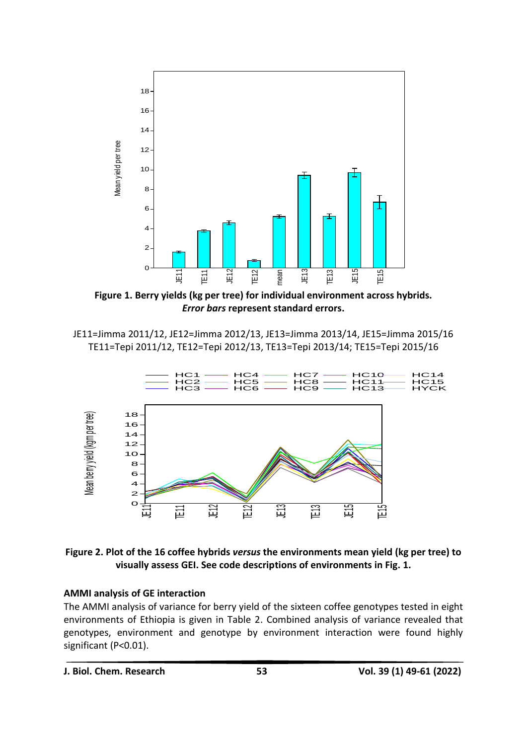**Figure 1. Berry yields (kg per tree) for individual environment across hybrids. *Error bars* represent standard errors.**

JE11=Jimma 2011/12, JE12=Jimma 2012/13, JE13=Jimma 2013/14, JE15=Jimma 2015/16
TE11=Tepi 2011/12, TE12=Tepi 2012/13, TE13=Tepi 2013/14; TE15=Tepi 2015/16

**Figure 2. Plot of the 16 coffee hybrids *versus* the environments mean yield (kg per tree) to visually assess GEI. See code descriptions of environments in Fig. 1.**

### AMMI analysis of GE interaction

The AMMI analysis of variance for berry yield of the sixteen coffee genotypes tested in eight environments of Ethiopia is given in Table 2. Combined analysis of variance revealed that genotypes, environment and genotype by environment interaction were found highly significant (P<0.01).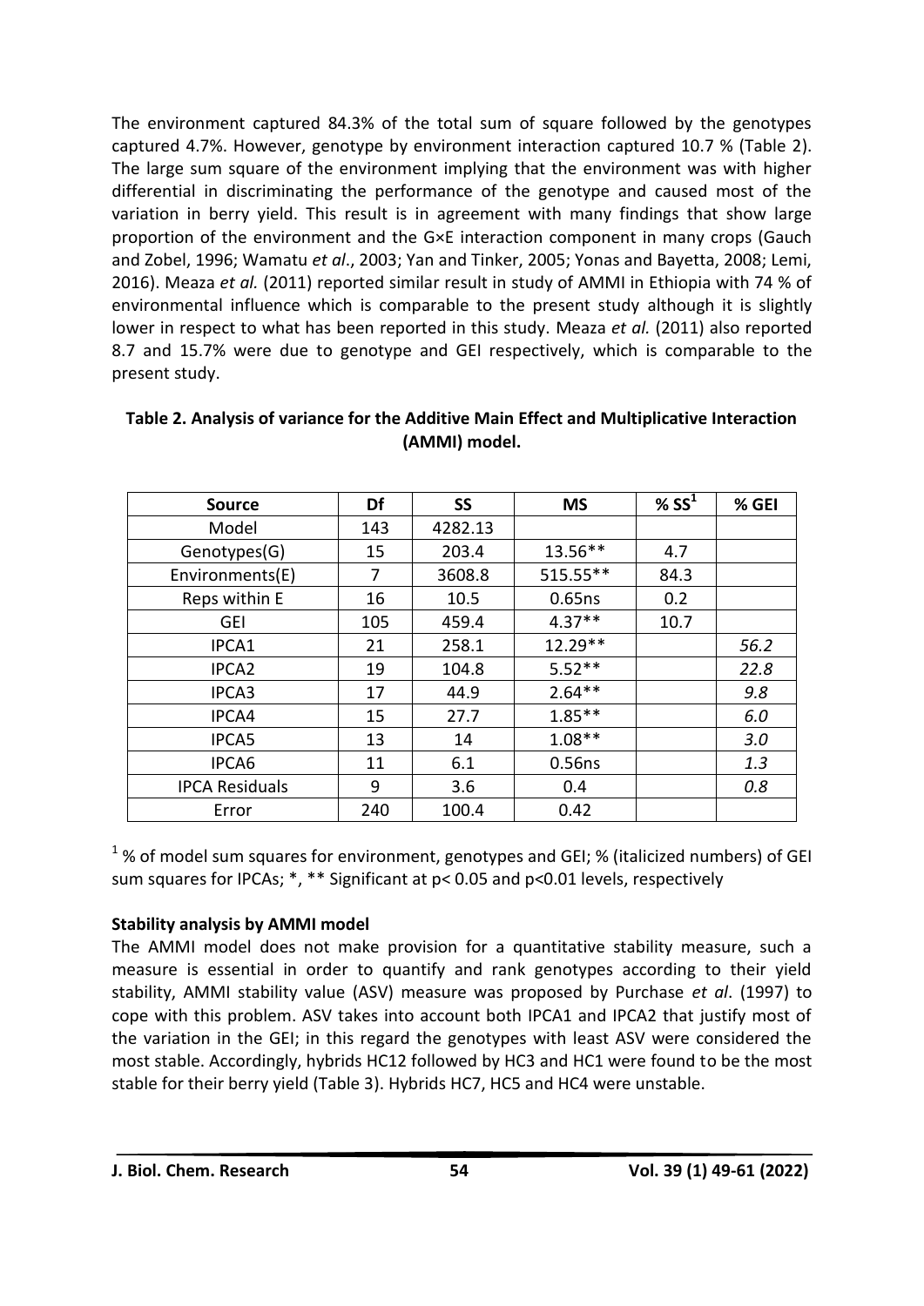The environment captured 84.3% of the total sum of square followed by the genotypes captured 4.7%. However, genotype by environment interaction captured 10.7 % (Table 2). The large sum square of the environment implying that the environment was with higher differential in discriminating the performance of the genotype and caused most of the variation in berry yield. This result is in agreement with many findings that show large proportion of the environment and the G×E interaction component in many crops (Gauch and Zobel, 1996; Wamatu *et al*., 2003; Yan and Tinker, 2005; Yonas and Bayetta, 2008; Lemi, 2016). Meaza *et al.* (2011) reported similar result in study of AMMI in Ethiopia with 74 % of environmental influence which is comparable to the present study although it is slightly lower in respect to what has been reported in this study. Meaza *et al.* (2011) also reported 8.7 and 15.7% were due to genotype and GEI respectively, which is comparable to the present study.

**Table 2. Analysis of variance for the Additive Main Effect and Multiplicative Interaction (AMMI) model.**

| Source | Df | SS | MS | % SS[1] | % GEI |
|---|---|---|---|---|---|
| Model | 143 | 4282.13 | | | |
| Genotypes(G) | 15 | 203.4 | 13.56** | 4.7 | |
| Environments(E) | 7 | 3608.8 | 515.55** | 84.3 | |
| Reps within E | 16 | 10.5 | 0.65ns | 0.2 | |
| GEI | 105 | 459.4 | 4.37** | 10.7 | |
| IPCA1 | 21 | 258.1 | 12.29** | | *56.2* |
| IPCA2 | 19 | 104.8 | 5.52** | | *22.8* |
| IPCA3 | 17 | 44.9 | 2.64** | | *9.8* |
| IPCA4 | 15 | 27.7 | 1.85** | | *6.0* |
| IPCA5 | 13 | 14 | 1.08** | | *3.0* |
| IPCA6 | 11 | 6.1 | 0.56ns | | *1.3* |
| IPCA Residuals | 9 | 3.6 | 0.4 | | *0.8* |
| Error | 240 | 100.4 | 0.42 | | |

[1] % of model sum squares for environment, genotypes and GEI; % (italicized numbers) of GEI sum squares for IPCAs; *, ** Significant at $p < 0.05$ and $p < 0.01$ levels, respectively

**Stability analysis by AMMI model**

The AMMI model does not make provision for a quantitative stability measure, such a measure is essential in order to quantify and rank genotypes according to their yield stability, AMMI stability value (ASV) measure was proposed by Purchase *et al*. (1997) to cope with this problem. ASV takes into account both IPCA1 and IPCA2 that justify most of the variation in the GEI; in this regard the genotypes with least ASV were considered the most stable. Accordingly, hybrids HC12 followed by HC3 and HC1 were found to be the most stable for their berry yield (Table 3). Hybrids HC7, HC5 and HC4 were unstable.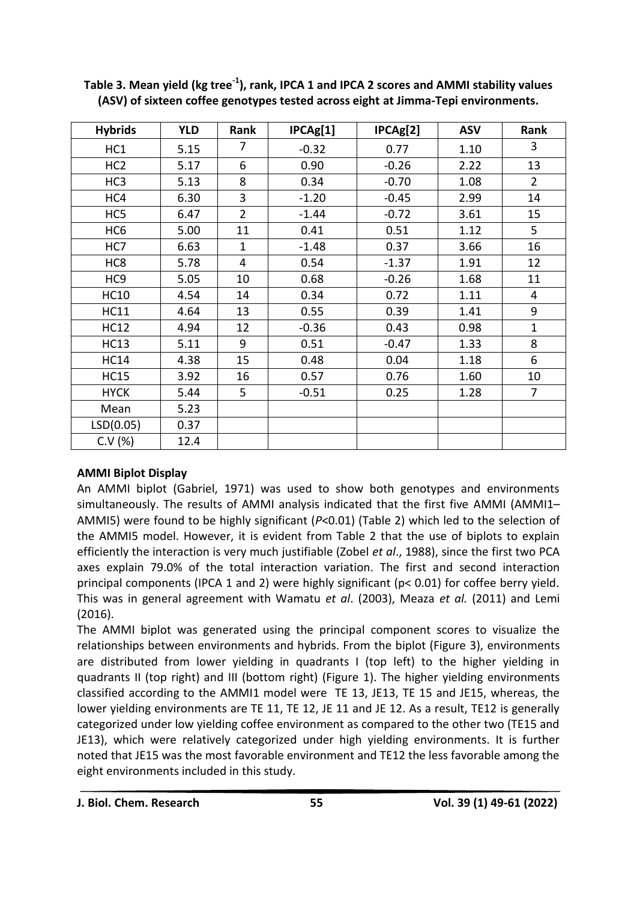**Table 3. Mean yield (kg tree$^{-1}$), rank, IPCA 1 and IPCA 2 scores and AMMI stability values (ASV) of sixteen coffee genotypes tested across eight at Jimma-Tepi environments.**

| Hybrids | YLD | Rank | IPCAg[1] | IPCAg[2] | ASV | Rank |
|---|---|---|---|---|---|---|
| HC1 | 5.15 | 7 | -0.32 | 0.77 | 1.10 | 3 |
| HC2 | 5.17 | 6 | 0.90 | -0.26 | 2.22 | 13 |
| HC3 | 5.13 | 8 | 0.34 | -0.70 | 1.08 | 2 |
| HC4 | 6.30 | 3 | -1.20 | -0.45 | 2.99 | 14 |
| HC5 | 6.47 | 2 | -1.44 | -0.72 | 3.61 | 15 |
| HC6 | 5.00 | 11 | 0.41 | 0.51 | 1.12 | 5 |
| HC7 | 6.63 | 1 | -1.48 | 0.37 | 3.66 | 16 |
| HC8 | 5.78 | 4 | 0.54 | -1.37 | 1.91 | 12 |
| HC9 | 5.05 | 10 | 0.68 | -0.26 | 1.68 | 11 |
| HC10 | 4.54 | 14 | 0.34 | 0.72 | 1.11 | 4 |
| HC11 | 4.64 | 13 | 0.55 | 0.39 | 1.41 | 9 |
| HC12 | 4.94 | 12 | -0.36 | 0.43 | 0.98 | 1 |
| HC13 | 5.11 | 9 | 0.51 | -0.47 | 1.33 | 8 |
| HC14 | 4.38 | 15 | 0.48 | 0.04 | 1.18 | 6 |
| HC15 | 3.92 | 16 | 0.57 | 0.76 | 1.60 | 10 |
| HYCK | 5.44 | 5 | -0.51 | 0.25 | 1.28 | 7 |
| Mean | 5.23 | | | | | |
| LSD(0.05) | 0.37 | | | | | |
| C.V (%) | 12.4 | | | | | |

**AMMI Biplot Display**

An AMMI biplot (Gabriel, 1971) was used to show both genotypes and environments simultaneously. The results of AMMI analysis indicated that the first five AMMI (AMMI1–AMMI5) were found to be highly significant (*P*<0.01) (Table 2) which led to the selection of the AMMI5 model. However, it is evident from Table 2 that the use of biplots to explain efficiently the interaction is very much justifiable (Zobel *et al*., 1988), since the first two PCA axes explain 79.0% of the total interaction variation. The first and second interaction principal components (IPCA 1 and 2) were highly significant (p< 0.01) for coffee berry yield. This was in general agreement with Wamatu *et al*. (2003), Meaza *et al.* (2011) and Lemi (2016).

The AMMI biplot was generated using the principal component scores to visualize the relationships between environments and hybrids. From the biplot (Figure 3), environments are distributed from lower yielding in quadrants I (top left) to the higher yielding in quadrants II (top right) and III (bottom right) (Figure 1). The higher yielding environments classified according to the AMMI1 model were TE 13, JE13, TE 15 and JE15, whereas, the lower yielding environments are TE 11, TE 12, JE 11 and JE 12. As a result, TE12 is generally categorized under low yielding coffee environment as compared to the other two (TE15 and JE13), which were relatively categorized under high yielding environments. It is further noted that JE15 was the most favorable environment and TE12 the less favorable among the eight environments included in this study.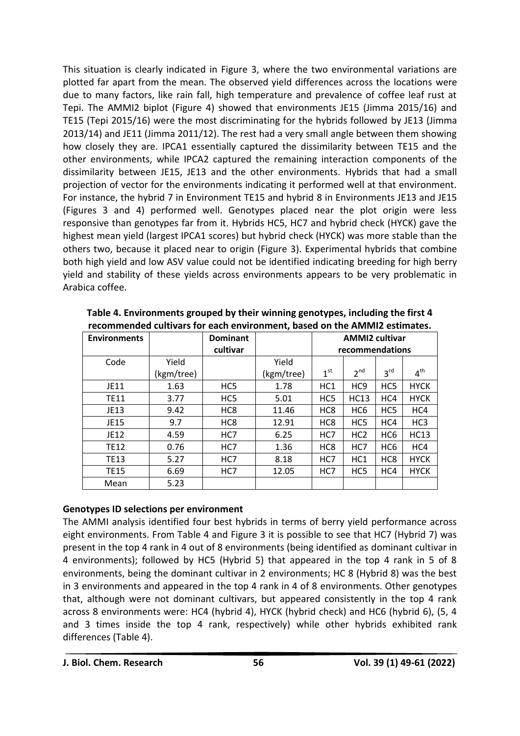This situation is clearly indicated in Figure 3, where the two environmental variations are plotted far apart from the mean. The observed yield differences across the locations were due to many factors, like rain fall, high temperature and prevalence of coffee leaf rust at Tepi. The AMMI2 biplot (Figure 4) showed that environments JE15 (Jimma 2015/16) and TE15 (Tepi 2015/16) were the most discriminating for the hybrids followed by JE13 (Jimma 2013/14) and JE11 (Jimma 2011/12). The rest had a very small angle between them showing how closely they are. IPCA1 essentially captured the dissimilarity between TE15 and the other environments, while IPCA2 captured the remaining interaction components of the dissimilarity between JE15, JE13 and the other environments. Hybrids that had a small projection of vector for the environments indicating it performed well at that environment. For instance, the hybrid 7 in Environment TE15 and hybrid 8 in Environments JE13 and JE15 (Figures 3 and 4) performed well. Genotypes placed near the plot origin were less responsive than genotypes far from it. Hybrids HC5, HC7 and hybrid check (HYCK) gave the highest mean yield (largest IPCA1 scores) but hybrid check (HYCK) was more stable than the others two, because it placed near to origin (Figure 3). Experimental hybrids that combine both high yield and low ASV value could not be identified indicating breeding for high berry yield and stability of these yields across environments appears to be very problematic in Arabica coffee.

**Table 4. Environments grouped by their winning genotypes, including the first 4 recommended cultivars for each environment, based on the AMMI2 estimates.**

| Environments | | Dominant cultivar | | AMMI2 cultivar recommendations | | | |
|---|---|---|---|---|---|---|---|
| Code | Yield (kgm/tree) | | Yield (kgm/tree) | 1st | 2nd | 3rd | 4th |
| JE11 | 1.63 | HC5 | 1.78 | HC1 | HC9 | HC5 | HYCK |
| TE11 | 3.77 | HC5 | 5.01 | HC5 | HC13 | HC4 | HYCK |
| JE13 | 9.42 | HC8 | 11.46 | HC8 | HC6 | HC5 | HC4 |
| JE15 | 9.7 | HC8 | 12.91 | HC8 | HC5 | HC4 | HC3 |
| JE12 | 4.59 | HC7 | 6.25 | HC7 | HC2 | HC6 | HC13 |
| TE12 | 0.76 | HC7 | 1.36 | HC8 | HC7 | HC6 | HC4 |
| TE13 | 5.27 | HC7 | 8.18 | HC7 | HC1 | HC8 | HYCK |
| TE15 | 6.69 | HC7 | 12.05 | HC7 | HC5 | HC4 | HYCK |
| Mean | 5.23 | | | | | | |

**Genotypes ID selections per environment**

The AMMI analysis identified four best hybrids in terms of berry yield performance across eight environments. From Table 4 and Figure 3 it is possible to see that HC7 (Hybrid 7) was present in the top 4 rank in 4 out of 8 environments (being identified as dominant cultivar in 4 environments); followed by HC5 (Hybrid 5) that appeared in the top 4 rank in 5 of 8 environments, being the dominant cultivar in 2 environments; HC 8 (Hybrid 8) was the best in 3 environments and appeared in the top 4 rank in 4 of 8 environments. Other genotypes that, although were not dominant cultivars, but appeared consistently in the top 4 rank across 8 environments were: HC4 (hybrid 4), HYCK (hybrid check) and HC6 (hybrid 6), (5, 4 and 3 times inside the top 4 rank, respectively) while other hybrids exhibited rank differences (Table 4).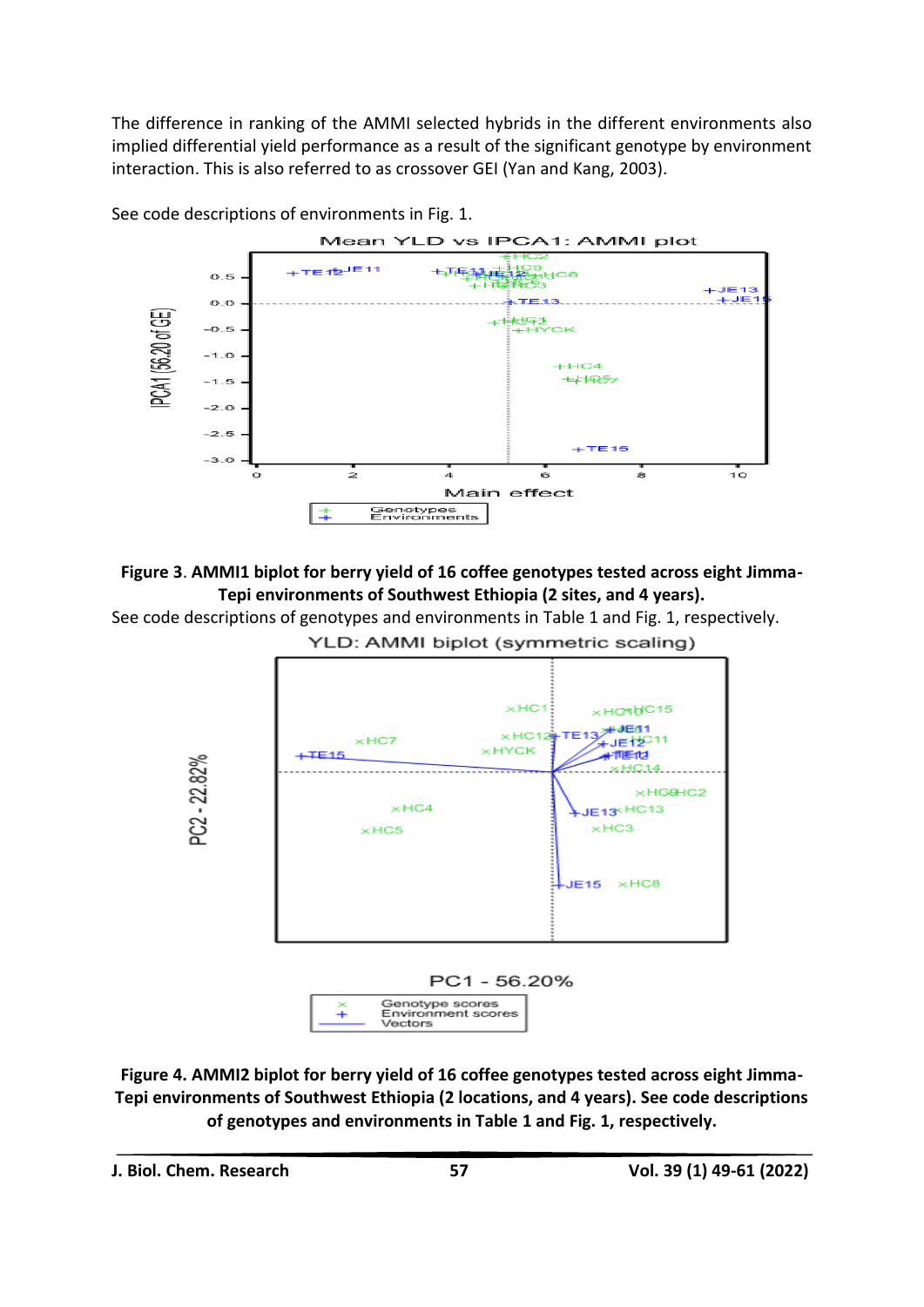The difference in ranking of the AMMI selected hybrids in the different environments also implied differential yield performance as a result of the significant genotype by environment interaction. This is also referred to as crossover GEI (Yan and Kang, 2003).

See code descriptions of environments in Fig. 1.

**Figure 3**. **AMMI1 biplot for berry yield of 16 coffee genotypes tested across eight Jimma-Tepi environments of Southwest Ethiopia (2 sites, and 4 years).**

See code descriptions of genotypes and environments in Table 1 and Fig. 1, respectively.

**Figure 4. AMMI2 biplot for berry yield of 16 coffee genotypes tested across eight Jimma-Tepi environments of Southwest Ethiopia (2 locations, and 4 years). See code descriptions of genotypes and environments in Table 1 and Fig. 1, respectively.**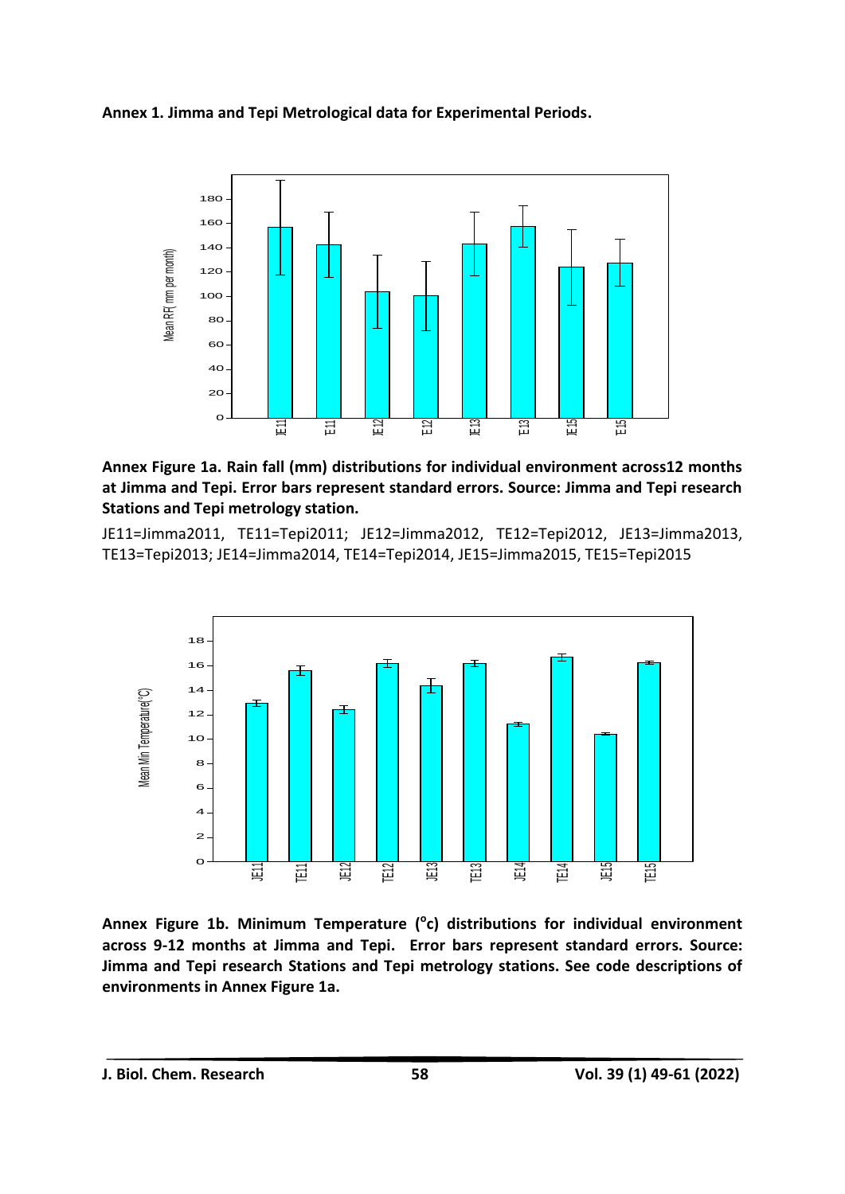**Annex 1. Jimma and Tepi Metrological data for Experimental Periods.**

**Annex Figure 1a. Rain fall (mm) distributions for individual environment across12 months at Jimma and Tepi. Error bars represent standard errors. Source: Jimma and Tepi research Stations and Tepi metrology station.**

JE11=Jimma2011, TE11=Tepi2011; JE12=Jimma2012, TE12=Tepi2012, JE13=Jimma2013, TE13=Tepi2013; JE14=Jimma2014, TE14=Tepi2014, JE15=Jimma2015, TE15=Tepi2015

**Annex Figure 1b. Minimum Temperature (°c) distributions for individual environment across 9-12 months at Jimma and Tepi. Error bars represent standard errors. Source: Jimma and Tepi research Stations and Tepi metrology stations. See code descriptions of environments in Annex Figure 1a.**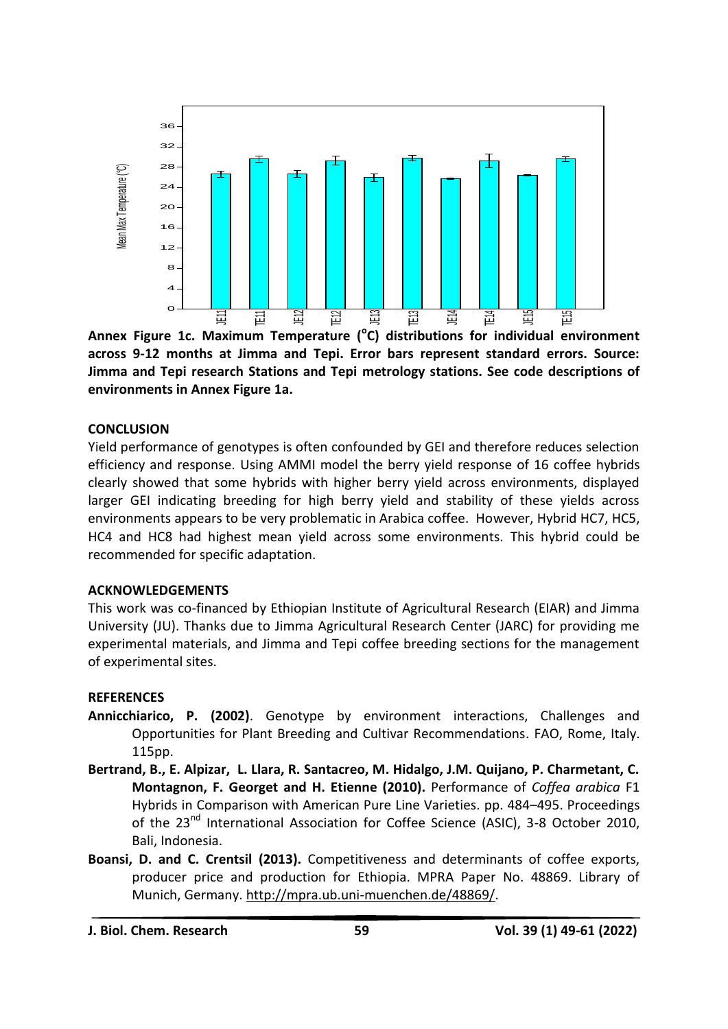**Annex Figure 1c. Maximum Temperature (°C) distributions for individual environment across 9-12 months at Jimma and Tepi. Error bars represent standard errors. Source: Jimma and Tepi research Stations and Tepi metrology stations. See code descriptions of environments in Annex Figure 1a.**

## CONCLUSION

Yield performance of genotypes is often confounded by GEI and therefore reduces selection efficiency and response. Using AMMI model the berry yield response of 16 coffee hybrids clearly showed that some hybrids with higher berry yield across environments, displayed larger GEI indicating breeding for high berry yield and stability of these yields across environments appears to be very problematic in Arabica coffee. However, Hybrid HC7, HC5, HC4 and HC8 had highest mean yield across some environments. This hybrid could be recommended for specific adaptation.

## ACKNOWLEDGEMENTS

This work was co-financed by Ethiopian Institute of Agricultural Research (EIAR) and Jimma University (JU). Thanks due to Jimma Agricultural Research Center (JARC) for providing me experimental materials, and Jimma and Tepi coffee breeding sections for the management of experimental sites.

## REFERENCES

**Annicchiarico, P. (2002)**. Genotype by environment interactions, Challenges and Opportunities for Plant Breeding and Cultivar Recommendations. FAO, Rome, Italy. 115pp.

**Bertrand, B., E. Alpizar, L. Llara, R. Santacreo, M. Hidalgo, J.M. Quijano, P. Charmetant, C. Montagnon, F. Georget and H. Etienne (2010).** Performance of *Coffea arabica* F1 Hybrids in Comparison with American Pure Line Varieties. pp. 484–495. Proceedings of the 23rd International Association for Coffee Science (ASIC), 3-8 October 2010, Bali, Indonesia.

**Boansi, D. and C. Crentsil (2013).** Competitiveness and determinants of coffee exports, producer price and production for Ethiopia. MPRA Paper No. 48869. Library of Munich, Germany. http://mpra.ub.uni-muenchen.de/48869/.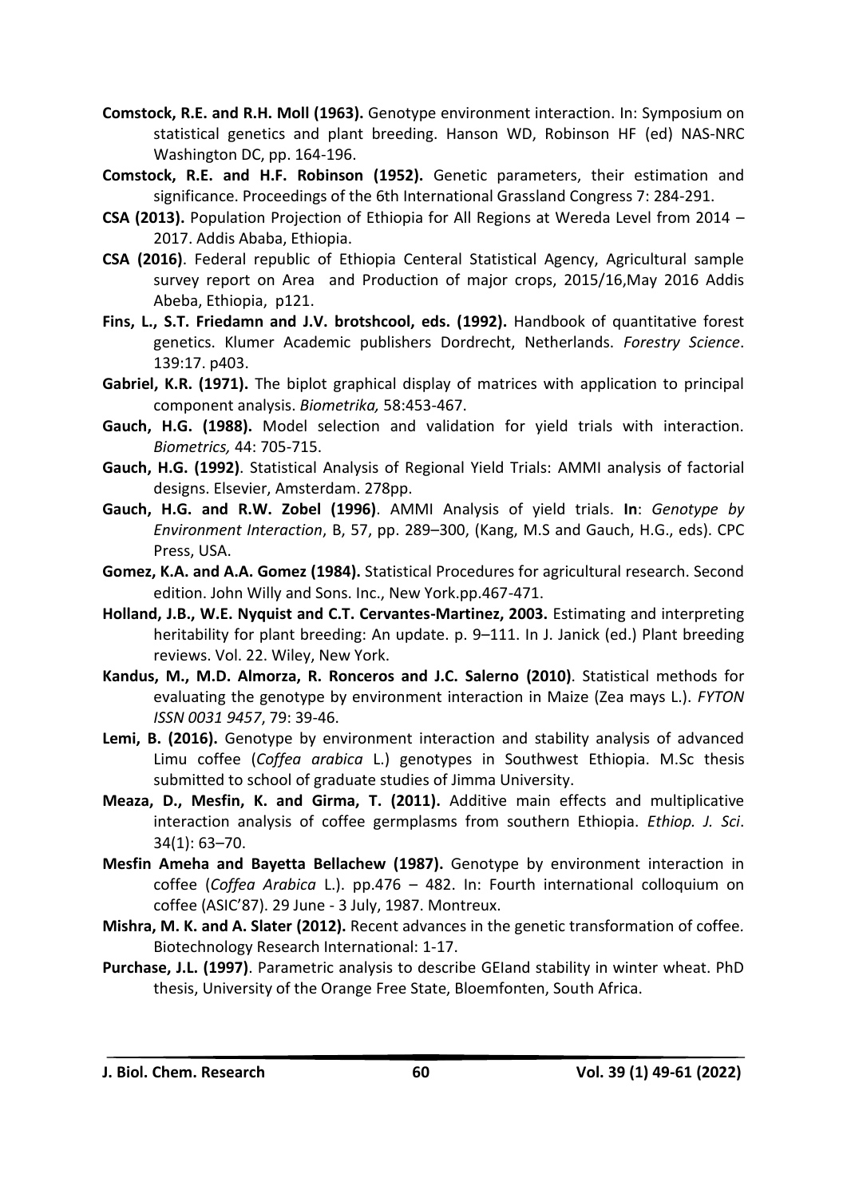**Comstock, R.E. and R.H. Moll (1963).** Genotype environment interaction. In: Symposium on statistical genetics and plant breeding. Hanson WD, Robinson HF (ed) NAS-NRC Washington DC, pp. 164-196.

**Comstock, R.E. and H.F. Robinson (1952).** Genetic parameters, their estimation and significance. Proceedings of the 6th International Grassland Congress 7: 284-291.

**CSA (2013).** Population Projection of Ethiopia for All Regions at Wereda Level from 2014 – 2017. Addis Ababa, Ethiopia.

**CSA (2016)**. Federal republic of Ethiopia Centeral Statistical Agency, Agricultural sample survey report on Area and Production of major crops, 2015/16,May 2016 Addis Abeba, Ethiopia, p121.

**Fins, L., S.T. Friedamn and J.V. brotshcool, eds. (1992).** Handbook of quantitative forest genetics. Klumer Academic publishers Dordrecht, Netherlands. *Forestry Science*. 139:17. p403.

**Gabriel, K.R. (1971).** The biplot graphical display of matrices with application to principal component analysis. *Biometrika,* 58:453-467.

**Gauch, H.G. (1988).** Model selection and validation for yield trials with interaction. *Biometrics,* 44: 705-715.

**Gauch, H.G. (1992)**. Statistical Analysis of Regional Yield Trials: AMMI analysis of factorial designs. Elsevier, Amsterdam. 278pp.

**Gauch, H.G. and R.W. Zobel (1996)**. AMMI Analysis of yield trials. **In**: *Genotype by Environment Interaction*, B, 57, pp. 289–300, (Kang, M.S and Gauch, H.G., eds). CPC Press, USA.

**Gomez, K.A. and A.A. Gomez (1984).** Statistical Procedures for agricultural research. Second edition. John Willy and Sons. Inc., New York.pp.467-471.

**Holland, J.B., W.E. Nyquist and C.T. Cervantes-Martinez, 2003.** Estimating and interpreting heritability for plant breeding: An update. p. 9–111. In J. Janick (ed.) Plant breeding reviews. Vol. 22. Wiley, New York.

**Kandus, M., M.D. Almorza, R. Ronceros and J.C. Salerno (2010)**. Statistical methods for evaluating the genotype by environment interaction in Maize (Zea mays L.). *FYTON ISSN 0031 9457*, 79: 39-46.

**Lemi, B. (2016).** Genotype by environment interaction and stability analysis of advanced Limu coffee (*Coffea arabica* L.) genotypes in Southwest Ethiopia. M.Sc thesis submitted to school of graduate studies of Jimma University.

**Meaza, D., Mesfin, K. and Girma, T. (2011).** Additive main effects and multiplicative interaction analysis of coffee germplasms from southern Ethiopia. *Ethiop. J. Sci*. 34(1): 63–70.

**Mesfin Ameha and Bayetta Bellachew (1987).** Genotype by environment interaction in coffee (*Coffea Arabica* L.). pp.476 – 482. In: Fourth international colloquium on coffee (ASIC'87). 29 June - 3 July, 1987. Montreux.

**Mishra, M. K. and A. Slater (2012).** Recent advances in the genetic transformation of coffee. Biotechnology Research International: 1-17.

**Purchase, J.L. (1997)**. Parametric analysis to describe GEIand stability in winter wheat. PhD thesis, University of the Orange Free State, Bloemfonten, South Africa.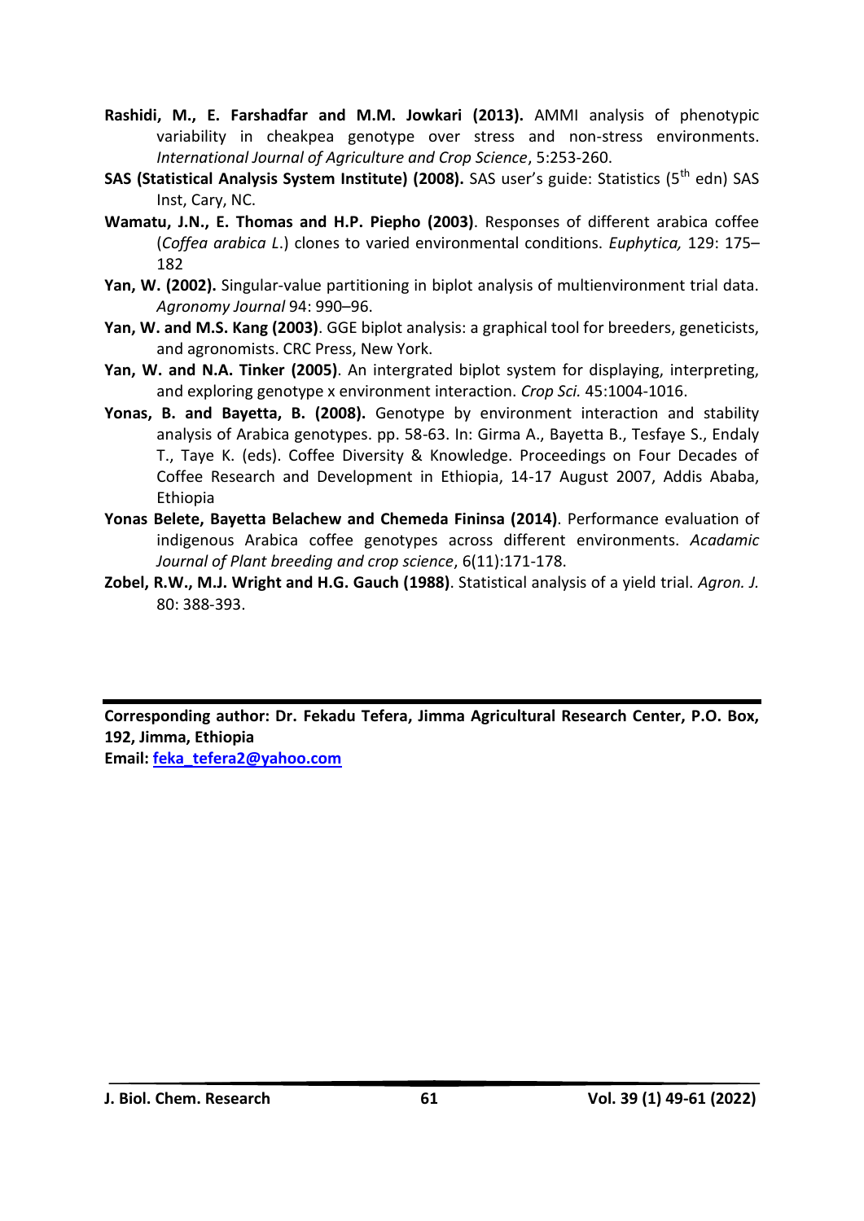**Rashidi, M., E. Farshadfar and M.M. Jowkari (2013).** AMMI analysis of phenotypic variability in cheakpea genotype over stress and non-stress environments. *International Journal of Agriculture and Crop Science*, 5:253-260.

**SAS (Statistical Analysis System Institute) (2008).** SAS user's guide: Statistics (5$^{th}$ edn) SAS Inst, Cary, NC.

**Wamatu, J.N., E. Thomas and H.P. Piepho (2003)**. Responses of different arabica coffee (*Coffea arabica L*.) clones to varied environmental conditions. *Euphytica,* 129: 175–182

**Yan, W. (2002).** Singular-value partitioning in biplot analysis of multienvironment trial data. *Agronomy Journal* 94: 990–96.

**Yan, W. and M.S. Kang (2003)**. GGE biplot analysis: a graphical tool for breeders, geneticists, and agronomists. CRC Press, New York.

**Yan, W. and N.A. Tinker (2005)**. An intergrated biplot system for displaying, interpreting, and exploring genotype x environment interaction. *Crop Sci.* 45:1004-1016.

**Yonas, B. and Bayetta, B. (2008).** Genotype by environment interaction and stability analysis of Arabica genotypes. pp. 58-63. In: Girma A., Bayetta B., Tesfaye S., Endaly T., Taye K. (eds). Coffee Diversity & Knowledge. Proceedings on Four Decades of Coffee Research and Development in Ethiopia, 14-17 August 2007, Addis Ababa, Ethiopia

**Yonas Belete, Bayetta Belachew and Chemeda Fininsa (2014)**. Performance evaluation of indigenous Arabica coffee genotypes across different environments. *Acadamic Journal of Plant breeding and crop science*, 6(11):171-178.

**Zobel, R.W., M.J. Wright and H.G. Gauch (1988)**. Statistical analysis of a yield trial. *Agron. J.* 80: 388-393.

---

**Corresponding author: Dr. Fekadu Tefera, Jimma Agricultural Research Center, P.O. Box, 192, Jimma, Ethiopia**
**Email: feka_tefera2@yahoo.com**